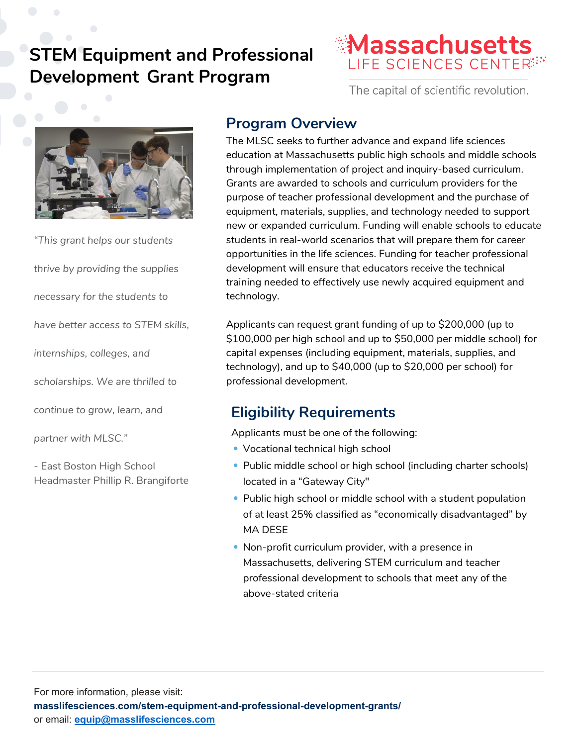# STEM Equipment and Professional Development Grant Program

Massachusetts LIFE SCIENCES CENTER

The capital of scientific revolution.

*"This grant helps our students thrive by providing the supplies necessary for the students to have better access to STEM skills, internships, colleges, and scholarships. We are thrilled to continue to grow, learn, and partner with MLSC."*

- East Boston High School Headmaster Phillip R. Brangiforte

## Program Overview

The MLSC seeks to further advance and expand life sciences education at Massachusetts public high schools and middle schools through implementation of project and inquiry-based curriculum. Grants are awarded to schools and curriculum providers for the purpose of teacher professional development and the purchase of equipment, materials, supplies, and technology needed to support new or expanded curriculum. Funding will enable schools to educate students in real-world scenarios that will prepare them for career opportunities in the life sciences. Funding for teacher professional development will ensure that educators receive the technical training needed to effectively use newly acquired equipment and technology.

Applicants can request grant funding of up to $200,000 (up to $100,000 per high school and up to $50,000 per middle school) for capital expenses (including equipment, materials, supplies, and technology), and up to $40,000 (up to $20,000 per school) for professional development.

## Eligibility Requirements

Applicants must be one of the following:

- Vocational technical high school
- Public middle school or high school (including charter schools) located in a "Gateway City"
- Public high school or middle school with a student population of at least 25% classified as "economically disadvantaged" by MA DESE
- Non-profit curriculum provider, with a presence in Massachusetts, delivering STEM curriculum and teacher professional development to schools that meet any of the above-stated criteria

For more information, please visit:
**masslifesciences.com/stem-equipment-and-professional-development-grants/**
or email: **equip@masslifesciences.com**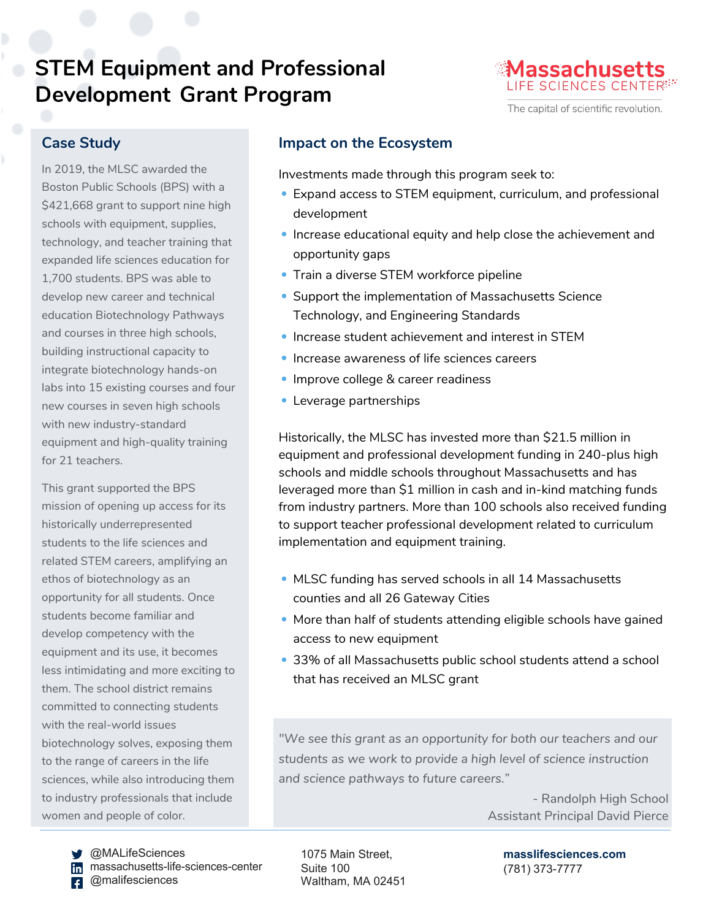# STEM Equipment and Professional Development Grant Program

Massachusetts LIFE SCIENCES CENTER

The capital of scientific revolution.

## Case Study

In 2019, the MLSC awarded the Boston Public Schools (BPS) with a $421,668 grant to support nine high schools with equipment, supplies, technology, and teacher training that expanded life sciences education for 1,700 students. BPS was able to develop new career and technical education Biotechnology Pathways and courses in three high schools, building instructional capacity to integrate biotechnology hands-on labs into 15 existing courses and four new courses in seven high schools with new industry-standard equipment and high-quality training for 21 teachers.

This grant supported the BPS mission of opening up access for its historically underrepresented students to the life sciences and related STEM careers, amplifying an ethos of biotechnology as an opportunity for all students. Once students become familiar and develop competency with the equipment and its use, it becomes less intimidating and more exciting to them. The school district remains committed to connecting students with the real-world issues biotechnology solves, exposing them to the range of careers in the life sciences, while also introducing them to industry professionals that include women and people of color.

## Impact on the Ecosystem

Investments made through this program seek to:

- Expand access to STEM equipment, curriculum, and professional development
- Increase educational equity and help close the achievement and opportunity gaps
- Train a diverse STEM workforce pipeline
- Support the implementation of Massachusetts Science Technology, and Engineering Standards
- Increase student achievement and interest in STEM
- Increase awareness of life sciences careers
- Improve college & career readiness
- Leverage partnerships

Historically, the MLSC has invested more than $21.5 million in equipment and professional development funding in 240-plus high schools and middle schools throughout Massachusetts and has leveraged more than $1 million in cash and in-kind matching funds from industry partners. More than 100 schools also received funding to support teacher professional development related to curriculum implementation and equipment training.

- MLSC funding has served schools in all 14 Massachusetts counties and all 26 Gateway Cities
- More than half of students attending eligible schools have gained access to new equipment
- 33% of all Massachusetts public school students attend a school that has received an MLSC grant

*"We see this grant as an opportunity for both our teachers and our students as we work to provide a high level of science instruction and science pathways to future careers."*

- Randolph High School Assistant Principal David Pierce

@MALifeSciences
massachusetts-life-sciences-center
@malifesciences

1075 Main Street,
Suite 100
Waltham, MA 02451

**masslifesciences.com**
(781) 373-7777